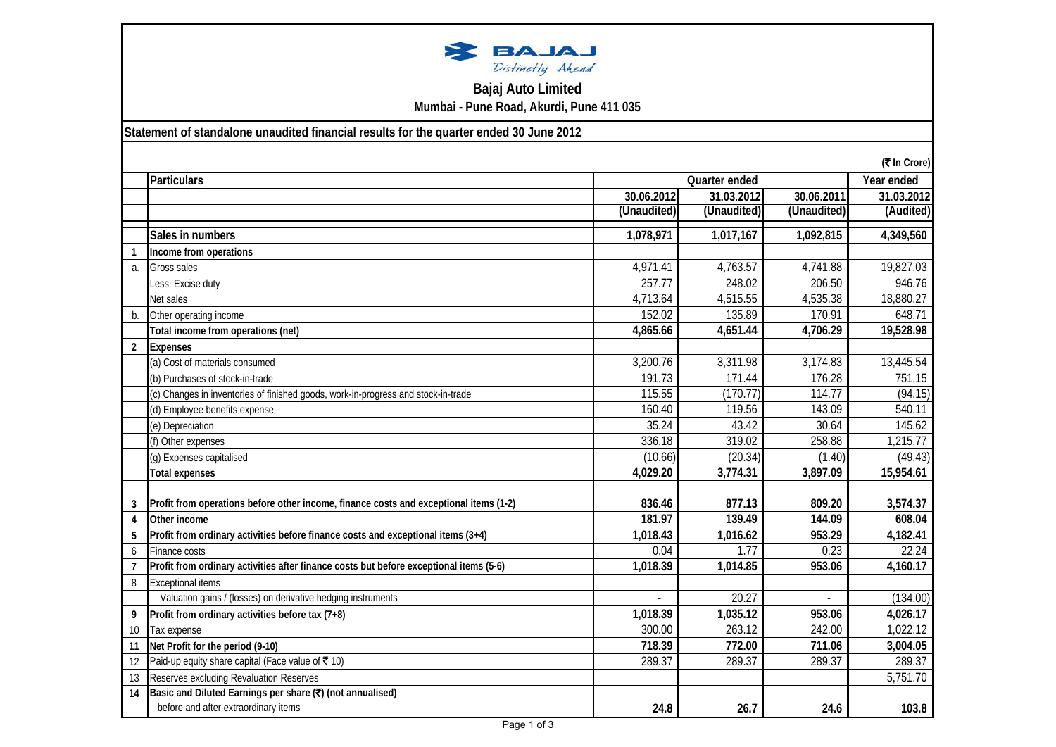# Bajaj Auto Limited

**Mumbai - Pune Road, Akurdi, Pune 411 035**

## Statement of standalone unaudited financial results for the quarter ended 30 June 2012

(₹ In Crore)

| | Particulars | Quarter ended | | | Year ended |
|---|---|---|---|---|---|
| | | 30.06.2012 | 31.03.2012 | 30.06.2011 | 31.03.2012 |
| | | (Unaudited) | (Unaudited) | (Unaudited) | (Audited) |
| | **Sales in numbers** | **1,078,971** | **1,017,167** | **1,092,815** | **4,349,560** |
| **1** | **Income from operations** | | | | |
| a. | Gross sales | 4,971.41 | 4,763.57 | 4,741.88 | 19,827.03 |
| | Less: Excise duty | 257.77 | 248.02 | 206.50 | 946.76 |
| | Net sales | 4,713.64 | 4,515.55 | 4,535.38 | 18,880.27 |
| b. | Other operating income | 152.02 | 135.89 | 170.91 | 648.71 |
| | **Total income from operations (net)** | **4,865.66** | **4,651.44** | **4,706.29** | **19,528.98** |
| **2** | **Expenses** | | | | |
| | (a) Cost of materials consumed | 3,200.76 | 3,311.98 | 3,174.83 | 13,445.54 |
| | (b) Purchases of stock-in-trade | 191.73 | 171.44 | 176.28 | 751.15 |
| | (c) Changes in inventories of finished goods, work-in-progress and stock-in-trade | 115.55 | (170.77) | 114.77 | (94.15) |
| | (d) Employee benefits expense | 160.40 | 119.56 | 143.09 | 540.11 |
| | (e) Depreciation | 35.24 | 43.42 | 30.64 | 145.62 |
| | (f) Other expenses | 336.18 | 319.02 | 258.88 | 1,215.77 |
| | (g) Expenses capitalised | (10.66) | (20.34) | (1.40) | (49.43) |
| | **Total expenses** | **4,029.20** | **3,774.31** | **3,897.09** | **15,954.61** |
| **3** | **Profit from operations before other income, finance costs and exceptional items (1-2)** | **836.46** | **877.13** | **809.20** | **3,574.37** |
| **4** | **Other income** | **181.97** | **139.49** | **144.09** | **608.04** |
| **5** | **Profit from ordinary activities before finance costs and exceptional items (3+4)** | **1,018.43** | **1,016.62** | **953.29** | **4,182.41** |
| 6 | Finance costs | 0.04 | 1.77 | 0.23 | 22.24 |
| **7** | **Profit from ordinary activities after finance costs but before exceptional items (5-6)** | **1,018.39** | **1,014.85** | **953.06** | **4,160.17** |
| 8 | Exceptional items | | | | |
| | Valuation gains / (losses) on derivative hedging instruments | - | 20.27 | - | (134.00) |
| **9** | **Profit from ordinary activities before tax (7+8)** | **1,018.39** | **1,035.12** | **953.06** | **4,026.17** |
| 10 | Tax expense | 300.00 | 263.12 | 242.00 | 1,022.12 |
| **11** | **Net Profit for the period (9-10)** | **718.39** | **772.00** | **711.06** | **3,004.05** |
| 12 | Paid-up equity share capital (Face value of ₹ 10) | 289.37 | 289.37 | 289.37 | 289.37 |
| 13 | Reserves excluding Revaluation Reserves | | | | 5,751.70 |
| **14** | **Basic and Diluted Earnings per share (₹) (not annualised)** | | | | |
| | before and after extraordinary items | **24.8** | **26.7** | **24.6** | **103.8** |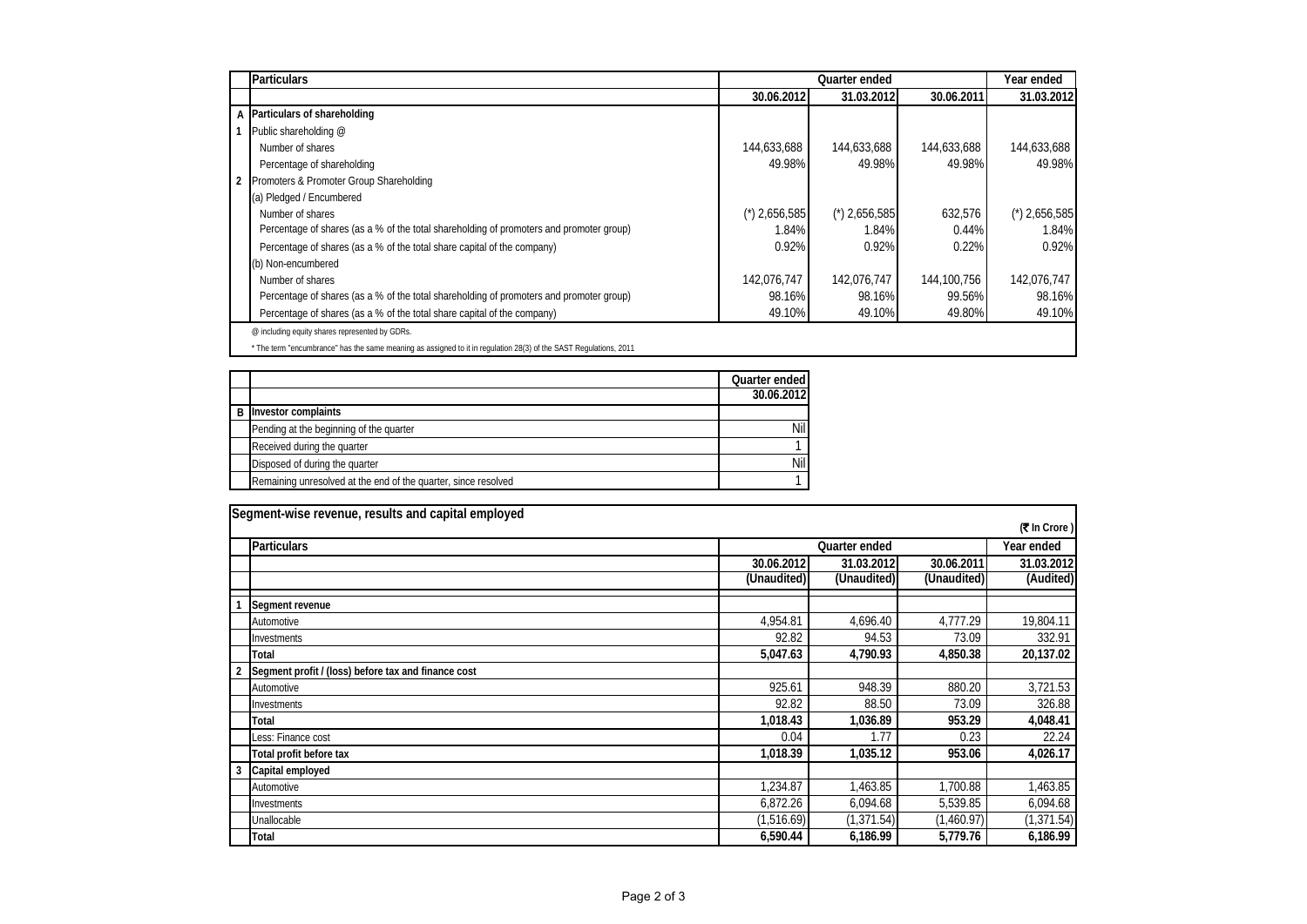| | Particulars | Quarter ended | | | Year ended |
|---|---|---|---|---|---|
| | | 30.06.2012 | 31.03.2012 | 30.06.2011 | 31.03.2012 |
| A | **Particulars of shareholding** | | | | |
| 1 | Public shareholding @ | | | | |
| | Number of shares | 144,633,688 | 144,633,688 | 144,633,688 | 144,633,688 |
| | Percentage of shareholding | 49.98% | 49.98% | 49.98% | 49.98% |
| 2 | Promoters & Promoter Group Shareholding | | | | |
| | (a) Pledged / Encumbered | | | | |
| | Number of shares | (*) 2,656,585 | (*) 2,656,585 | 632,576 | (*) 2,656,585 |
| | Percentage of shares (as a % of the total shareholding of promoters and promoter group) | 1.84% | 1.84% | 0.44% | 1.84% |
| | Percentage of shares (as a % of the total share capital of the company) | 0.92% | 0.92% | 0.22% | 0.92% |
| | (b) Non-encumbered | | | | |
| | Number of shares | 142,076,747 | 142,076,747 | 144,100,756 | 142,076,747 |
| | Percentage of shares (as a % of the total shareholding of promoters and promoter group) | 98.16% | 98.16% | 99.56% | 98.16% |
| | Percentage of shares (as a % of the total share capital of the company) | 49.10% | 49.10% | 49.80% | 49.10% |

@ including equity shares represented by GDRs.

* The term "encumbrance" has the same meaning as assigned to it in regulation 28(3) of the SAST Regulations, 2011

| | | Quarter ended |
|---|---|---|
| | | 30.06.2012 |
| B | **Investor complaints** | |
| | Pending at the beginning of the quarter | Nil |
| | Received during the quarter | 1 |
| | Disposed of during the quarter | Nil |
| | Remaining unresolved at the end of the quarter, since resolved | 1 |

**Segment-wise revenue, results and capital employed**

(₹ In Crore)

| | Particulars | Quarter ended | | | Year ended |
|---|---|---|---|---|---|
| | | 30.06.2012 | 31.03.2012 | 30.06.2011 | 31.03.2012 |
| | | (Unaudited) | (Unaudited) | (Unaudited) | (Audited) |
| 1 | **Segment revenue** | | | | |
| | Automotive | 4,954.81 | 4,696.40 | 4,777.29 | 19,804.11 |
| | Investments | 92.82 | 94.53 | 73.09 | 332.91 |
| | **Total** | **5,047.63** | **4,790.93** | **4,850.38** | **20,137.02** |
| 2 | **Segment profit / (loss) before tax and finance cost** | | | | |
| | Automotive | 925.61 | 948.39 | 880.20 | 3,721.53 |
| | Investments | 92.82 | 88.50 | 73.09 | 326.88 |
| | **Total** | **1,018.43** | **1,036.89** | **953.29** | **4,048.41** |
| | Less: Finance cost | 0.04 | 1.77 | 0.23 | 22.24 |
| | **Total profit before tax** | **1,018.39** | **1,035.12** | **953.06** | **4,026.17** |
| 3 | **Capital employed** | | | | |
| | Automotive | 1,234.87 | 1,463.85 | 1,700.88 | 1,463.85 |
| | Investments | 6,872.26 | 6,094.68 | 5,539.85 | 6,094.68 |
| | Unallocable | (1,516.69) | (1,371.54) | (1,460.97) | (1,371.54) |
| | **Total** | **6,590.44** | **6,186.99** | **5,779.76** | **6,186.99** |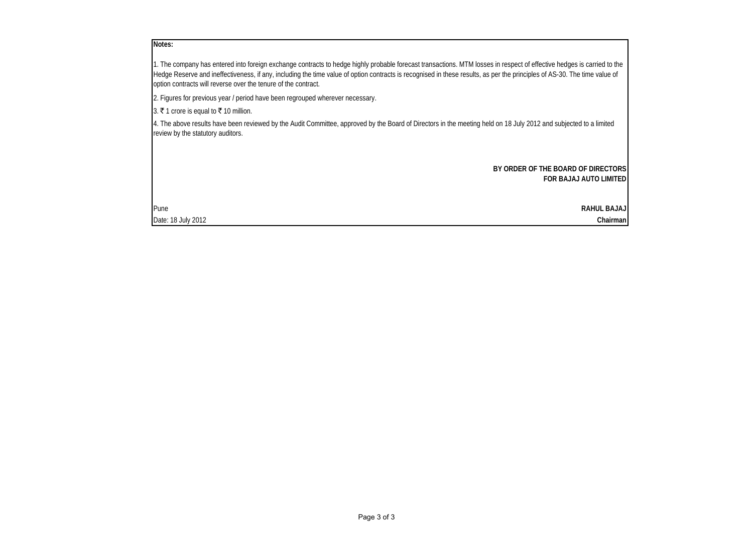**Notes:**

1. The company has entered into foreign exchange contracts to hedge highly probable forecast transactions. MTM losses in respect of effective hedges is carried to the Hedge Reserve and ineffectiveness, if any, including the time value of option contracts is recognised in these results, as per the principles of AS-30. The time value of option contracts will reverse over the tenure of the contract.

2. Figures for previous year / period have been regrouped wherever necessary.

3. ₹ 1 crore is equal to ₹ 10 million.

4. The above results have been reviewed by the Audit Committee, approved by the Board of Directors in the meeting held on 18 July 2012 and subjected to a limited review by the statutory auditors.

**BY ORDER OF THE BOARD OF DIRECTORS**
**FOR BAJAJ AUTO LIMITED**

Pune
Date: 18 July 2012

**RAHUL BAJAJ**
**Chairman**